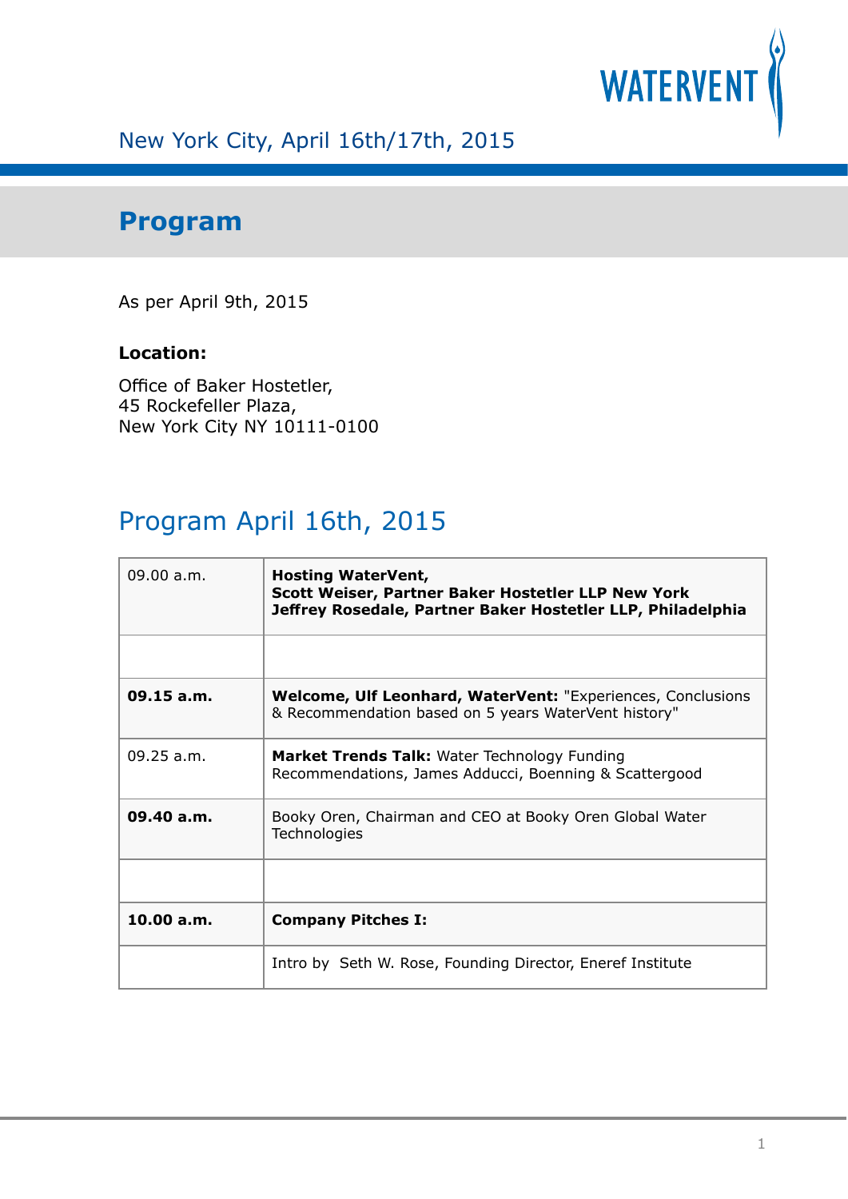WATERVENT

New York City, April 16th/17th, 2015

# Program

As per April 9th, 2015

**Location:**

Office of Baker Hostetler,
45 Rockefeller Plaza,
New York City NY 10111-0100

## Program April 16th, 2015

| | |
|---|---|
| 09.00 a.m. | **Hosting WaterVent, Scott Weiser, Partner Baker Hostetler LLP New York Jeffrey Rosedale, Partner Baker Hostetler LLP, Philadelphia** |
| | |
| **09.15 a.m.** | **Welcome, Ulf Leonhard, WaterVent:** "Experiences, Conclusions & Recommendation based on 5 years WaterVent history" |
| 09.25 a.m. | **Market Trends Talk:** Water Technology Funding Recommendations, James Adducci, Boenning & Scattergood |
| **09.40 a.m.** | Booky Oren, Chairman and CEO at Booky Oren Global Water Technologies |
| | |
| **10.00 a.m.** | **Company Pitches I:** |
| | Intro by Seth W. Rose, Founding Director, Eneref Institute |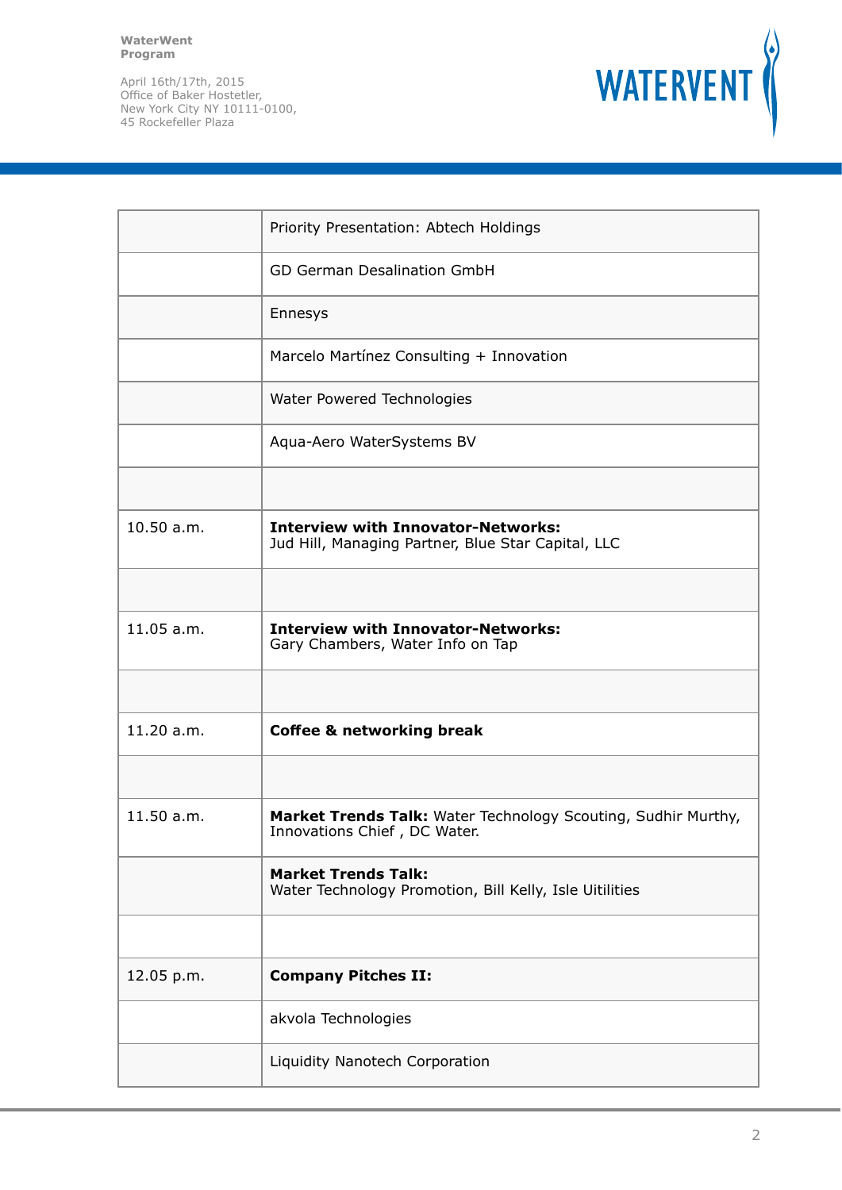| | |
|---|---|
| | Priority Presentation: Abtech Holdings |
| | GD German Desalination GmbH |
| | Ennesys |
| | Marcelo Martínez Consulting + Innovation |
| | Water Powered Technologies |
| | Aqua-Aero WaterSystems BV |
| | |
| 10.50 a.m. | **Interview with Innovator-Networks:** Jud Hill, Managing Partner, Blue Star Capital, LLC |
| | |
| 11.05 a.m. | **Interview with Innovator-Networks:** Gary Chambers, Water Info on Tap |
| | |
| 11.20 a.m. | **Coffee & networking break** |
| | |
| 11.50 a.m. | **Market Trends Talk:** Water Technology Scouting, Sudhir Murthy, Innovations Chief , DC Water. |
| | **Market Trends Talk:** Water Technology Promotion, Bill Kelly, Isle Uitilities |
| | |
| 12.05 p.m. | **Company Pitches II:** |
| | akvola Technologies |
| | Liquidity Nanotech Corporation |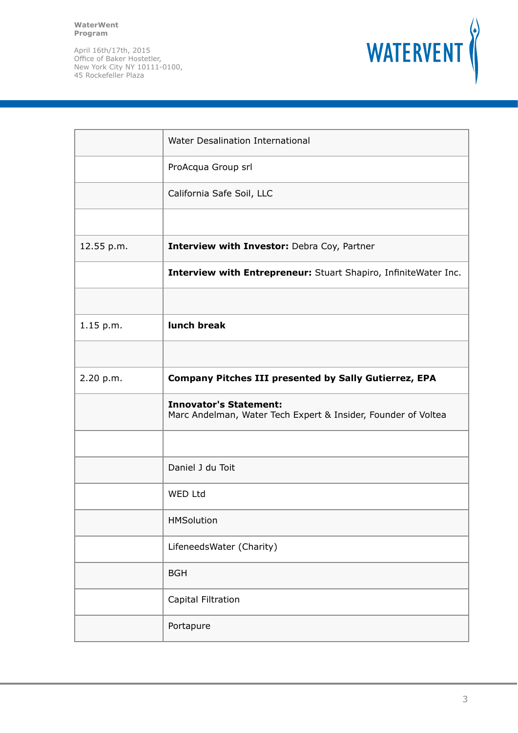| | |
|---|---|
| | Water Desalination International |
| | ProAcqua Group srl |
| | California Safe Soil, LLC |
| | |
| 12.55 p.m. | **Interview with Investor:** Debra Coy, Partner |
| | **Interview with Entrepreneur:** Stuart Shapiro, InfiniteWater Inc. |
| | |
| 1.15 p.m. | **lunch break** |
| | |
| 2.20 p.m. | **Company Pitches III presented by Sally Gutierrez, EPA** |
| | **Innovator's Statement:** Marc Andelman, Water Tech Expert & Insider, Founder of Voltea |
| | |
| | Daniel J du Toit |
| | WED Ltd |
| | HMSolution |
| | LifeneedsWater (Charity) |
| | BGH |
| | Capital Filtration |
| | Portapure |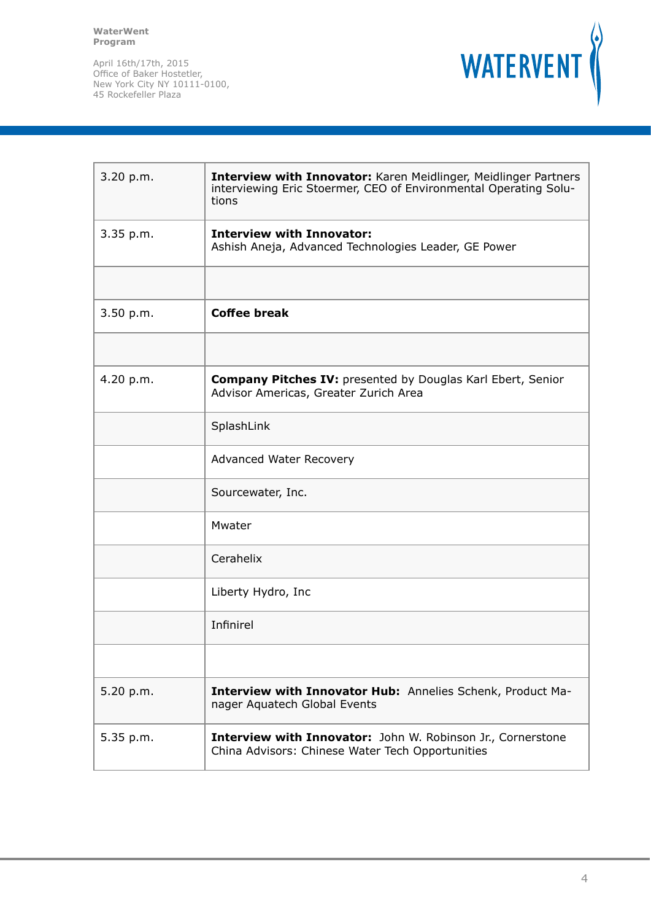| | |
|---|---|
| 3.20 p.m. | **Interview with Innovator:** Karen Meidlinger, Meidlinger Partners interviewing Eric Stoermer, CEO of Environmental Operating Solutions |
| 3.35 p.m. | **Interview with Innovator:** Ashish Aneja, Advanced Technologies Leader, GE Power |
| | |
| 3.50 p.m. | **Coffee break** |
| | |
| 4.20 p.m. | **Company Pitches IV:** presented by Douglas Karl Ebert, Senior Advisor Americas, Greater Zurich Area |
| | SplashLink |
| | Advanced Water Recovery |
| | Sourcewater, Inc. |
| | Mwater |
| | Cerahelix |
| | Liberty Hydro, Inc |
| | Infinirel |
| | |
| 5.20 p.m. | **Interview with Innovator Hub:** Annelies Schenk, Product Manager Aquatech Global Events |
| 5.35 p.m. | **Interview with Innovator:** John W. Robinson Jr., Cornerstone China Advisors: Chinese Water Tech Opportunities |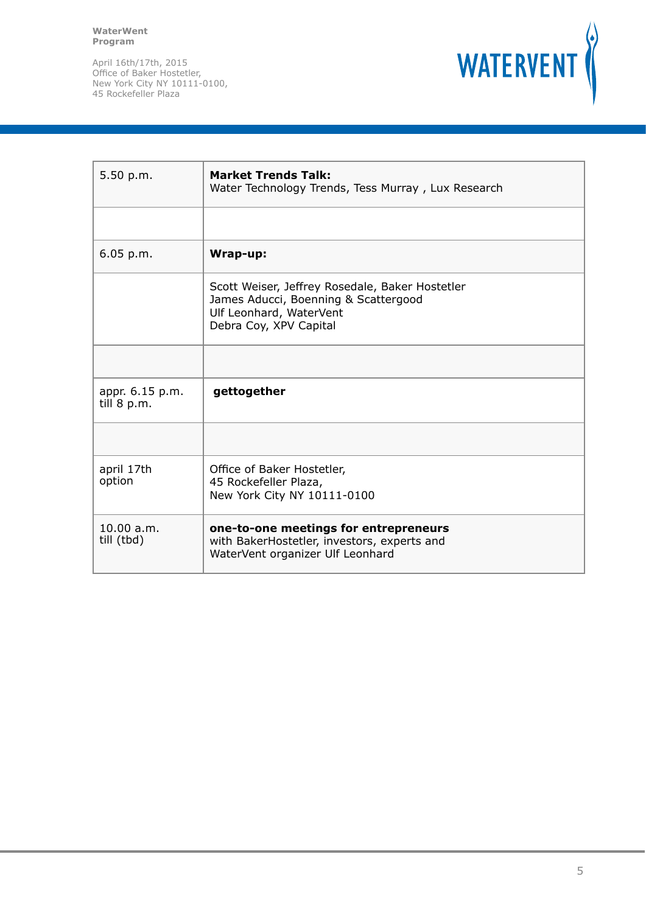| | |
|---|---|
| 5.50 p.m. | **Market Trends Talk:**<br>Water Technology Trends, Tess Murray , Lux Research |
| | |
| 6.05 p.m. | **Wrap-up:** |
| | Scott Weiser, Jeffrey Rosedale, Baker Hostetler<br>James Aducci, Boenning & Scattergood<br>Ulf Leonhard, WaterVent<br>Debra Coy, XPV Capital |
| | |
| appr. 6.15 p.m.<br>till 8 p.m. | **gettogether** |
| | |
| april 17th<br>option | Office of Baker Hostetler,<br>45 Rockefeller Plaza,<br>New York City NY 10111-0100 |
| 10.00 a.m.<br>till (tbd) | **one-to-one meetings for entrepreneurs**<br>with BakerHostetler, investors, experts and<br>WaterVent organizer Ulf Leonhard |